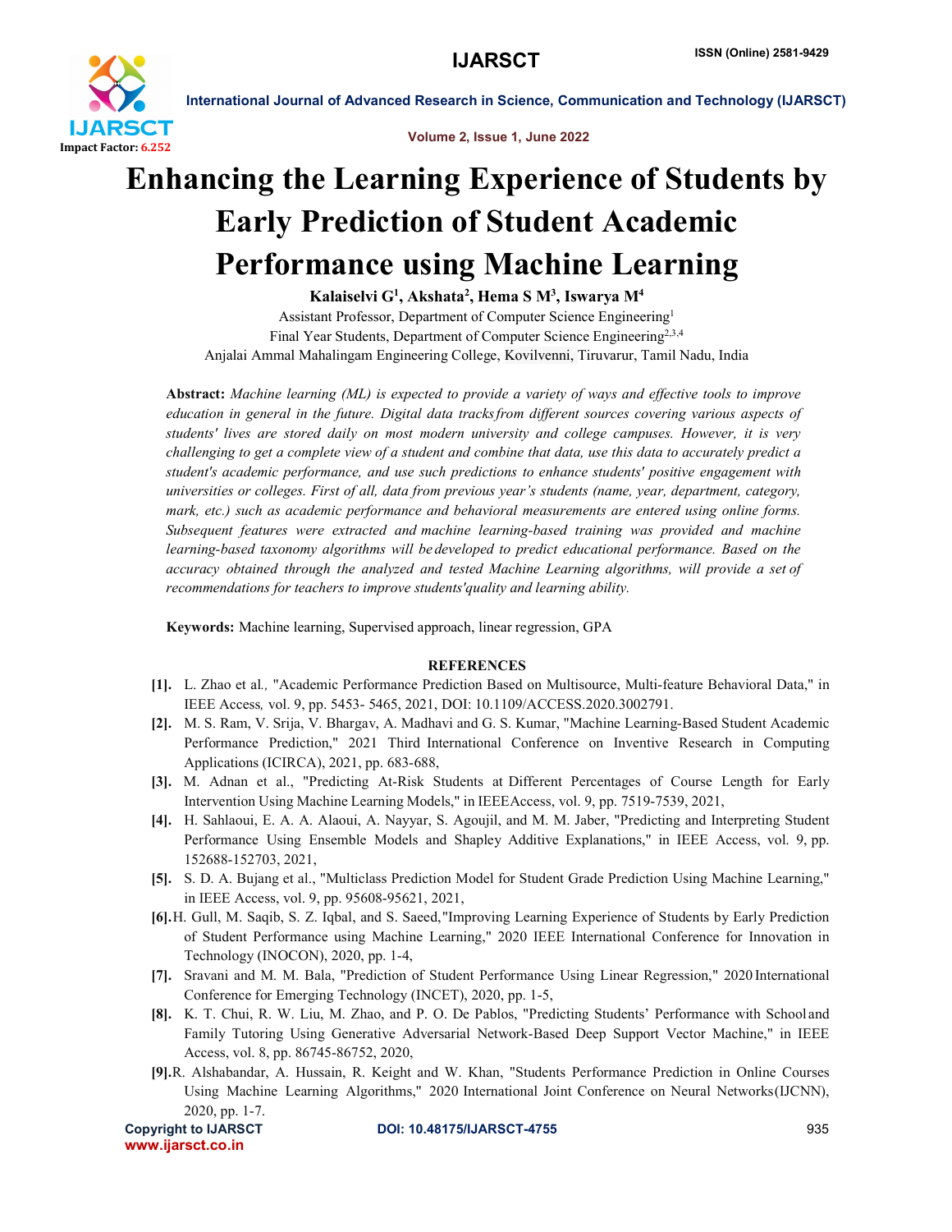# Enhancing the Learning Experience of Students by Early Prediction of Student Academic Performance using Machine Learning

**Kalaiselvi G[1], Akshata[2], Hema S M[3], Iswarya M[4]**

Assistant Professor, Department of Computer Science Engineering[1]
Final Year Students, Department of Computer Science Engineering[2,3,4]
Anjalai Ammal Mahalingam Engineering College, Kovilvenni, Tiruvarur, Tamil Nadu, India

**Abstract:** *Machine learning (ML) is expected to provide a variety of ways and effective tools to improve education in general in the future. Digital data tracksfrom different sources covering various aspects of students' lives are stored daily on most modern university and college campuses. However, it is very challenging to get a complete view of a student and combine that data, use this data to accurately predict a student's academic performance, and use such predictions to enhance students' positive engagement with universities or colleges. First of all, data from previous year's students (name, year, department, category, mark, etc.) such as academic performance and behavioral measurements are entered using online forms. Subsequent features were extracted and machine learning-based training was provided and machine learning-based taxonomy algorithms will be developed to predict educational performance. Based on the accuracy obtained through the analyzed and tested Machine Learning algorithms, will provide a set of recommendations for teachers to improve students'quality and learning ability.*

**Keywords:** Machine learning, Supervised approach, linear regression, GPA

## REFERENCES

[1]. L. Zhao et al., "Academic Performance Prediction Based on Multisource, Multi-feature Behavioral Data," in IEEE Access, vol. 9, pp. 5453- 5465, 2021, DOI: 10.1109/ACCESS.2020.3002791.

[2]. M. S. Ram, V. Srija, V. Bhargav, A. Madhavi and G. S. Kumar, "Machine Learning-Based Student Academic Performance Prediction," 2021 Third International Conference on Inventive Research in Computing Applications (ICIRCA), 2021, pp. 683-688,

[3]. M. Adnan et al., "Predicting At-Risk Students at Different Percentages of Course Length for Early Intervention Using Machine Learning Models," in IEEEAccess, vol. 9, pp. 7519-7539, 2021,

[4]. H. Sahlaoui, E. A. A. Alaoui, A. Nayyar, S. Agoujil, and M. M. Jaber, "Predicting and Interpreting Student Performance Using Ensemble Models and Shapley Additive Explanations," in IEEE Access, vol. 9, pp. 152688-152703, 2021,

[5]. S. D. A. Bujang et al., "Multiclass Prediction Model for Student Grade Prediction Using Machine Learning," in IEEE Access, vol. 9, pp. 95608-95621, 2021,

[6]. H. Gull, M. Saqib, S. Z. Iqbal, and S. Saeed,"Improving Learning Experience of Students by Early Prediction of Student Performance using Machine Learning," 2020 IEEE International Conference for Innovation in Technology (INOCON), 2020, pp. 1-4,

[7]. Sravani and M. M. Bala, "Prediction of Student Performance Using Linear Regression," 2020 International Conference for Emerging Technology (INCET), 2020, pp. 1-5,

[8]. K. T. Chui, R. W. Liu, M. Zhao, and P. O. De Pablos, "Predicting Students' Performance with School and Family Tutoring Using Generative Adversarial Network-Based Deep Support Vector Machine," in IEEE Access, vol. 8, pp. 86745-86752, 2020,

[9]. R. Alshabandar, A. Hussain, R. Keight and W. Khan, "Students Performance Prediction in Online Courses Using Machine Learning Algorithms," 2020 International Joint Conference on Neural Networks(IJCNN), 2020, pp. 1-7.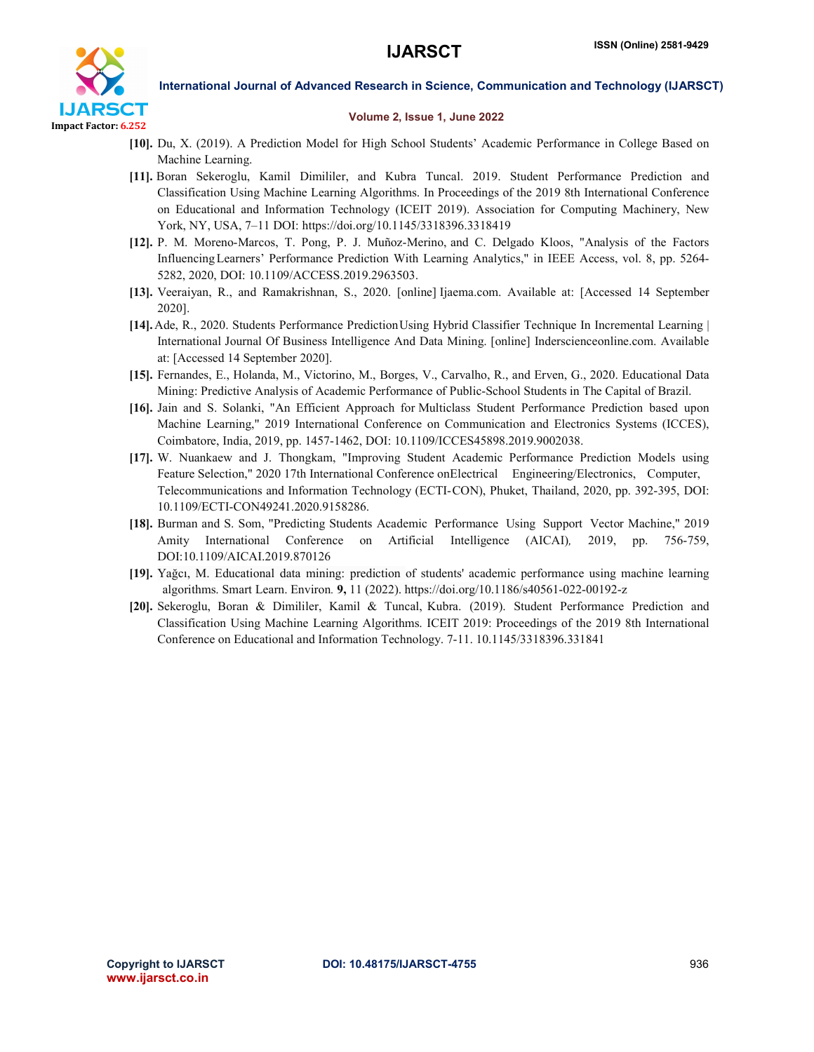**[10].** Du, X. (2019). A Prediction Model for High School Students' Academic Performance in College Based on Machine Learning.

**[11].** Boran Sekeroglu, Kamil Dimililer, and Kubra Tuncal. 2019. Student Performance Prediction and Classification Using Machine Learning Algorithms. In Proceedings of the 2019 8th International Conference on Educational and Information Technology (ICEIT 2019). Association for Computing Machinery, New York, NY, USA, 7–11 DOI: https://doi.org/10.1145/3318396.3318419

**[12].** P. M. Moreno-Marcos, T. Pong, P. J. Muñoz-Merino, and C. Delgado Kloos, "Analysis of the Factors Influencing Learners' Performance Prediction With Learning Analytics," in IEEE Access, vol. 8, pp. 5264-5282, 2020, DOI: 10.1109/ACCESS.2019.2963503.

**[13].** Veeraiyan, R., and Ramakrishnan, S., 2020. [online] Ijaema.com. Available at: [Accessed 14 September 2020].

**[14].** Ade, R., 2020. Students Performance Prediction Using Hybrid Classifier Technique In Incremental Learning | International Journal Of Business Intelligence And Data Mining. [online] Inderscienceonline.com. Available at: [Accessed 14 September 2020].

**[15].** Fernandes, E., Holanda, M., Victorino, M., Borges, V., Carvalho, R., and Erven, G., 2020. Educational Data Mining: Predictive Analysis of Academic Performance of Public-School Students in The Capital of Brazil.

**[16].** Jain and S. Solanki, "An Efficient Approach for Multiclass Student Performance Prediction based upon Machine Learning," 2019 International Conference on Communication and Electronics Systems (ICCES), Coimbatore, India, 2019, pp. 1457-1462, DOI: 10.1109/ICCES45898.2019.9002038.

**[17].** W. Nuankaew and J. Thongkam, "Improving Student Academic Performance Prediction Models using Feature Selection," 2020 17th International Conference onElectrical Engineering/Electronics, Computer, Telecommunications and Information Technology (ECTI-CON), Phuket, Thailand, 2020, pp. 392-395, DOI: 10.1109/ECTI-CON49241.2020.9158286.

**[18].** Burman and S. Som, "Predicting Students Academic Performance Using Support Vector Machine," 2019 Amity International Conference on Artificial Intelligence (AICAI), 2019, pp. 756-759, DOI:10.1109/AICAI.2019.870126

**[19].** Yağcı, M. Educational data mining: prediction of students' academic performance using machine learning algorithms. Smart Learn. Environ. **9,** 11 (2022). https://doi.org/10.1186/s40561-022-00192-z

**[20].** Sekeroglu, Boran & Dimililer, Kamil & Tuncal, Kubra. (2019). Student Performance Prediction and Classification Using Machine Learning Algorithms. ICEIT 2019: Proceedings of the 2019 8th International Conference on Educational and Information Technology. 7-11. 10.1145/3318396.331841